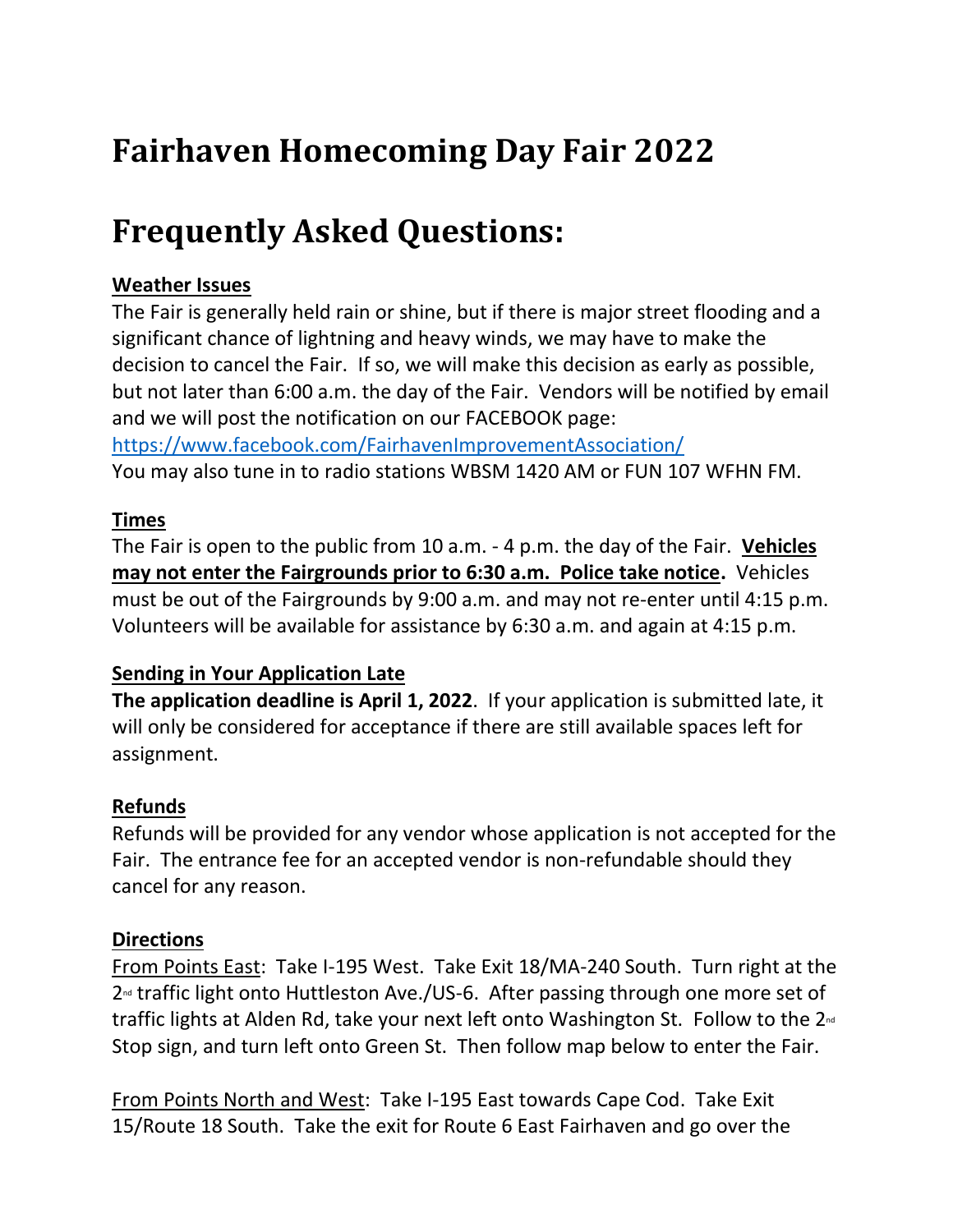# Fairhaven Homecoming Day Fair 2022

# Frequently Asked Questions:

**Weather Issues**

The Fair is generally held rain or shine, but if there is major street flooding and a significant chance of lightning and heavy winds, we may have to make the decision to cancel the Fair. If so, we will make this decision as early as possible, but not later than 6:00 a.m. the day of the Fair. Vendors will be notified by email and we will post the notification on our FACEBOOK page:
https://www.facebook.com/FairhavenImprovementAssociation/
You may also tune in to radio stations WBSM 1420 AM or FUN 107 WFHN FM.

**Times**

The Fair is open to the public from 10 a.m. - 4 p.m. the day of the Fair. **Vehicles may not enter the Fairgrounds prior to 6:30 a.m. Police take notice.** Vehicles must be out of the Fairgrounds by 9:00 a.m. and may not re-enter until 4:15 p.m. Volunteers will be available for assistance by 6:30 a.m. and again at 4:15 p.m.

**Sending in Your Application Late**

**The application deadline is April 1, 2022**. If your application is submitted late, it will only be considered for acceptance if there are still available spaces left for assignment.

**Refunds**

Refunds will be provided for any vendor whose application is not accepted for the Fair. The entrance fee for an accepted vendor is non-refundable should they cancel for any reason.

**Directions**

From Points East: Take I-195 West. Take Exit 18/MA-240 South. Turn right at the 2nd traffic light onto Huttleston Ave./US-6. After passing through one more set of traffic lights at Alden Rd, take your next left onto Washington St. Follow to the 2nd Stop sign, and turn left onto Green St. Then follow map below to enter the Fair.

From Points North and West: Take I-195 East towards Cape Cod. Take Exit 15/Route 18 South. Take the exit for Route 6 East Fairhaven and go over the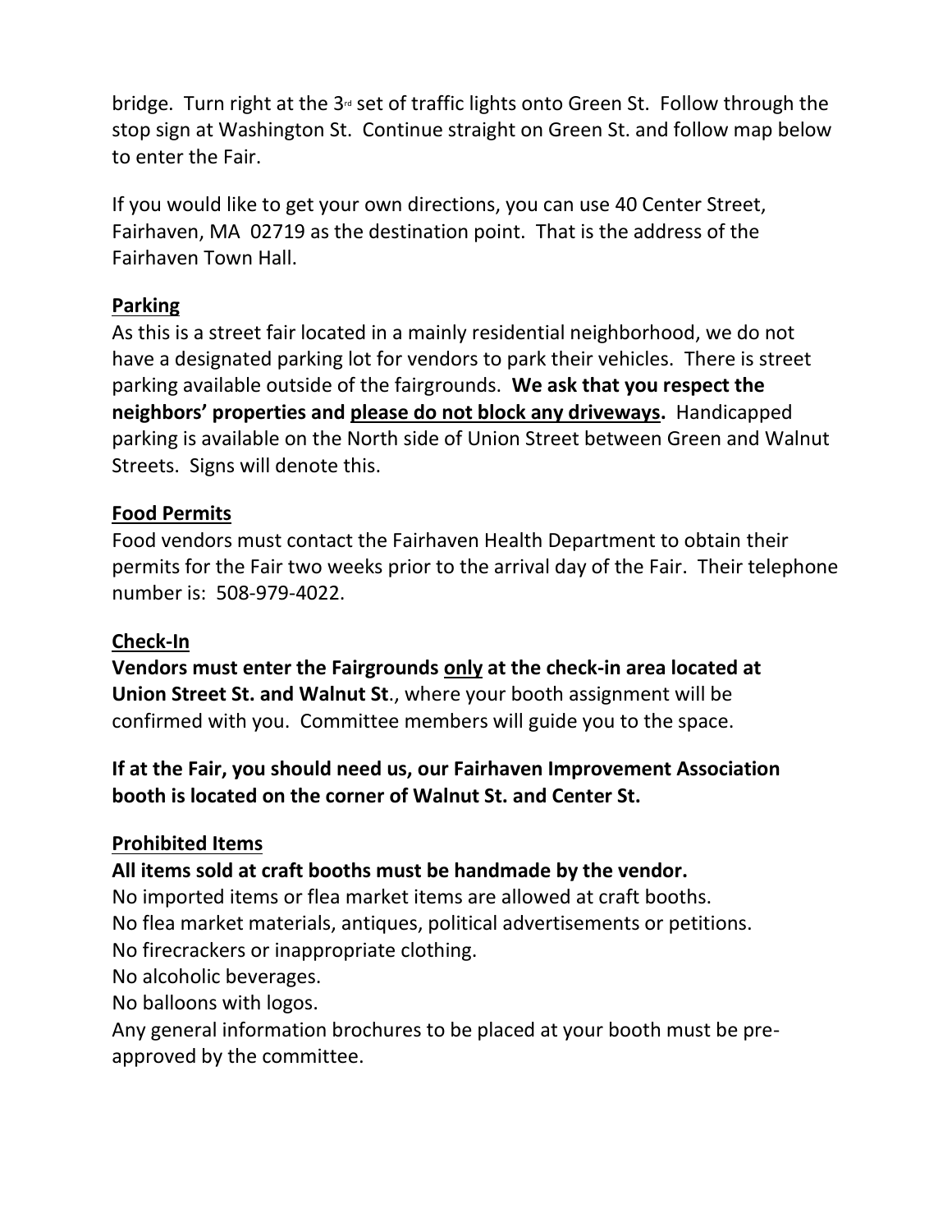bridge. Turn right at the 3rd set of traffic lights onto Green St. Follow through the stop sign at Washington St. Continue straight on Green St. and follow map below to enter the Fair.

If you would like to get your own directions, you can use 40 Center Street, Fairhaven, MA 02719 as the destination point. That is the address of the Fairhaven Town Hall.

## Parking

As this is a street fair located in a mainly residential neighborhood, we do not have a designated parking lot for vendors to park their vehicles. There is street parking available outside of the fairgrounds. **We ask that you respect the neighbors' properties and <u>please do not block any driveways</u>.** Handicapped parking is available on the North side of Union Street between Green and Walnut Streets. Signs will denote this.

## Food Permits

Food vendors must contact the Fairhaven Health Department to obtain their permits for the Fair two weeks prior to the arrival day of the Fair. Their telephone number is: 508-979-4022.

## Check-In

**Vendors must enter the Fairgrounds <u>only</u> at the check-in area located at Union Street St. and Walnut St**., where your booth assignment will be confirmed with you. Committee members will guide you to the space.

**If at the Fair, you should need us, our Fairhaven Improvement Association booth is located on the corner of Walnut St. and Center St.**

## Prohibited Items

**All items sold at craft booths must be handmade by the vendor.**

No imported items or flea market items are allowed at craft booths.
No flea market materials, antiques, political advertisements or petitions.
No firecrackers or inappropriate clothing.
No alcoholic beverages.
No balloons with logos.
Any general information brochures to be placed at your booth must be pre-approved by the committee.